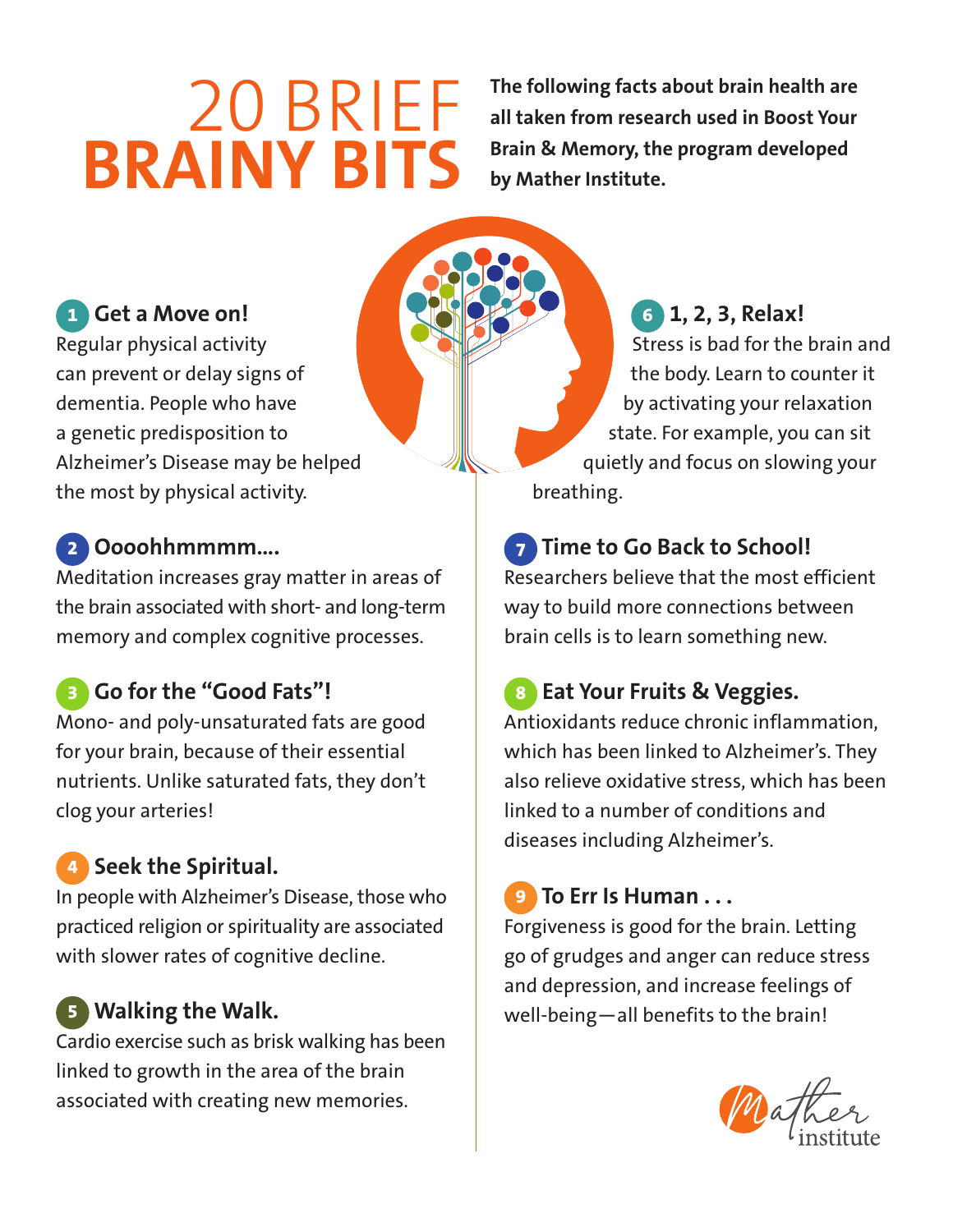# 20 BRIEF **BRAINY BITS**

**The following facts about brain health are all taken from research used in Boost Your Brain & Memory, the program developed by Mather Institute.**

### 1 Get a Move on!

Regular physical activity can prevent or delay signs of dementia. People who have a genetic predisposition to Alzheimer's Disease may be helped the most by physical activity.

### 2 Oooohhmmmm....

Meditation increases gray matter in areas of the brain associated with short- and long-term memory and complex cognitive processes.

### 3 Go for the "Good Fats"!

Mono- and poly-unsaturated fats are good for your brain, because of their essential nutrients. Unlike saturated fats, they don't clog your arteries!

### 4 Seek the Spiritual.

In people with Alzheimer's Disease, those who practiced religion or spirituality are associated with slower rates of cognitive decline.

### 5 Walking the Walk.

Cardio exercise such as brisk walking has been linked to growth in the area of the brain associated with creating new memories.

### 6 1, 2, 3, Relax!

Stress is bad for the brain and the body. Learn to counter it by activating your relaxation state. For example, you can sit quietly and focus on slowing your breathing.

### 7 Time to Go Back to School!

Researchers believe that the most efficient way to build more connections between brain cells is to learn something new.

### 8 Eat Your Fruits & Veggies.

Antioxidants reduce chronic inflammation, which has been linked to Alzheimer's. They also relieve oxidative stress, which has been linked to a number of conditions and diseases including Alzheimer's.

### 9 To Err Is Human . . .

Forgiveness is good for the brain. Letting go of grudges and anger can reduce stress and depression, and increase feelings of well-being—all benefits to the brain!

Mather institute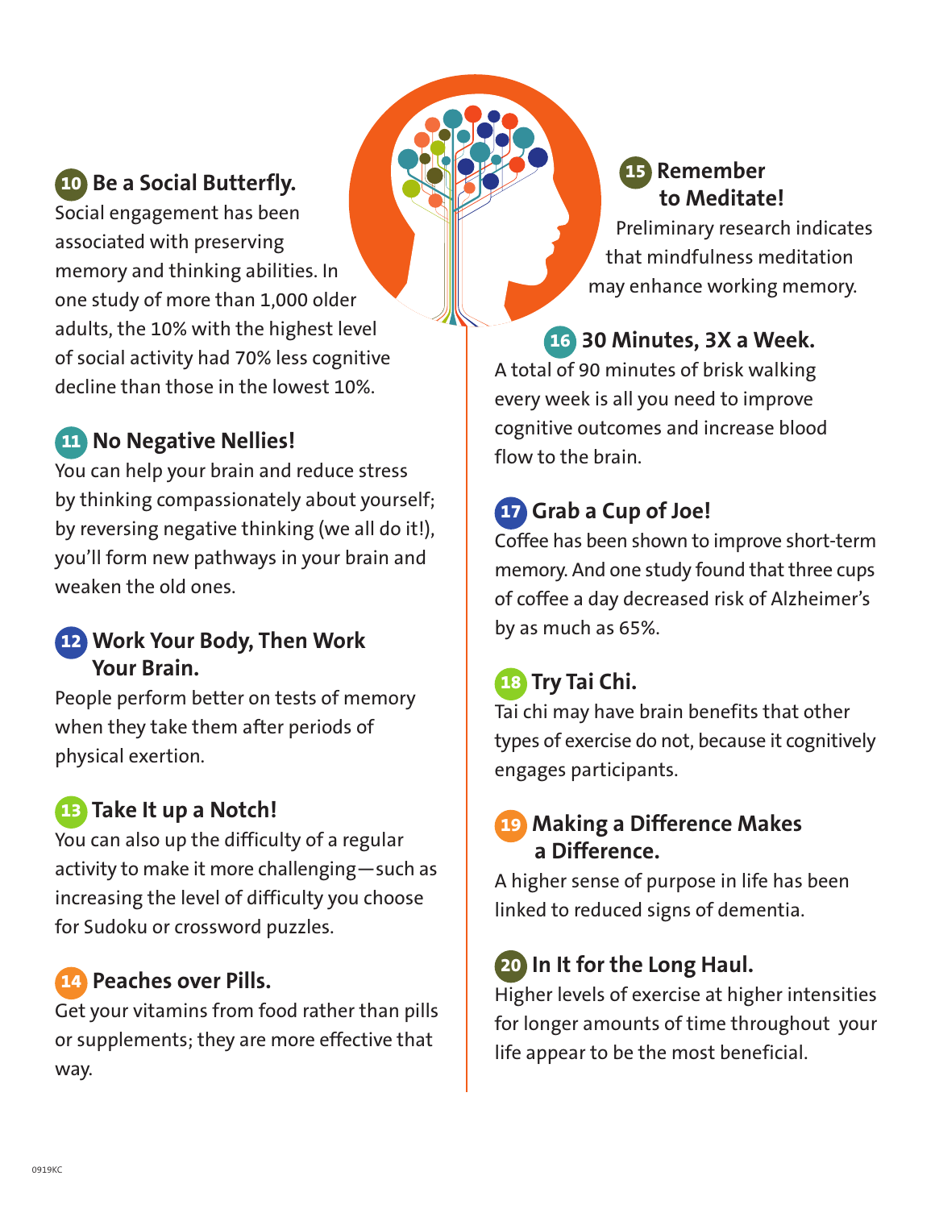### 10 Be a Social Butterfly.

Social engagement has been associated with preserving memory and thinking abilities. In one study of more than 1,000 older adults, the 10% with the highest level of social activity had 70% less cognitive decline than those in the lowest 10%.

### 11 No Negative Nellies!

You can help your brain and reduce stress by thinking compassionately about yourself; by reversing negative thinking (we all do it!), you'll form new pathways in your brain and weaken the old ones.

### 12 Work Your Body, Then Work Your Brain.

People perform better on tests of memory when they take them after periods of physical exertion.

### 13 Take It up a Notch!

You can also up the difficulty of a regular activity to make it more challenging—such as increasing the level of difficulty you choose for Sudoku or crossword puzzles.

### 14 Peaches over Pills.

Get your vitamins from food rather than pills or supplements; they are more effective that way.

### 15 Remember to Meditate!

Preliminary research indicates that mindfulness meditation may enhance working memory.

### 16 30 Minutes, 3X a Week.

A total of 90 minutes of brisk walking every week is all you need to improve cognitive outcomes and increase blood flow to the brain.

### 17 Grab a Cup of Joe!

Coffee has been shown to improve short-term memory. And one study found that three cups of coffee a day decreased risk of Alzheimer's by as much as 65%.

### 18 Try Tai Chi.

Tai chi may have brain benefits that other types of exercise do not, because it cognitively engages participants.

### 19 Making a Difference Makes a Difference.

A higher sense of purpose in life has been linked to reduced signs of dementia.

### 20 In It for the Long Haul.

Higher levels of exercise at higher intensities for longer amounts of time throughout your life appear to be the most beneficial.

0919KC